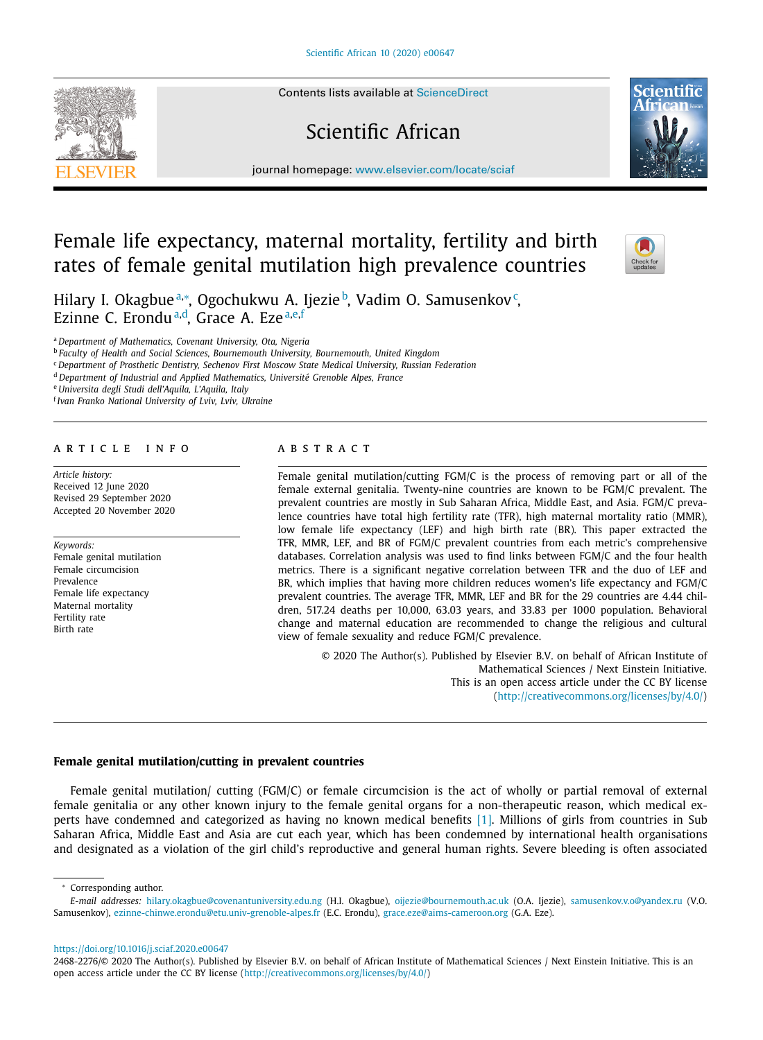# Female life expectancy, maternal mortality, fertility and birth rates of female genital mutilation high prevalence countries

Hilary I. Okagbue[a,*], Ogochukwu A. Ijezie[b], Vadim O. Samusenkov[c], Ezinne C. Erondu[a,d], Grace A. Eze[a,e,f]

[a] *Department of Mathematics, Covenant University, Ota, Nigeria*
[b] *Faculty of Health and Social Sciences, Bournemouth University, Bournemouth, United Kingdom*
[c] *Department of Prosthetic Dentistry, Sechenov First Moscow State Medical University, Russian Federation*
[d] *Department of Industrial and Applied Mathematics, Université Grenoble Alpes, France*
[e] *Universita degli Studi dell'Aquila, L'Aquila, Italy*
[f] *Ivan Franko National University of Lviv, Lviv, Ukraine*

## ARTICLE INFO

*Article history:*
Received 12 June 2020
Revised 29 September 2020
Accepted 20 November 2020

*Keywords:*
Female genital mutilation
Female circumcision
Prevalence
Female life expectancy
Maternal mortality
Fertility rate
Birth rate

## ABSTRACT

Female genital mutilation/cutting FGM/C is the process of removing part or all of the female external genitalia. Twenty-nine countries are known to be FGM/C prevalent. The prevalent countries are mostly in Sub Saharan Africa, Middle East, and Asia. FGM/C prevalence countries have total high fertility rate (TFR), high maternal mortality ratio (MMR), low female life expectancy (LEF) and high birth rate (BR). This paper extracted the TFR, MMR, LEF, and BR of FGM/C prevalent countries from each metric's comprehensive databases. Correlation analysis was used to find links between FGM/C and the four health metrics. There is a significant negative correlation between TFR and the duo of LEF and BR, which implies that having more children reduces women's life expectancy and FGM/C prevalent countries. The average TFR, MMR, LEF and BR for the 29 countries are 4.44 children, 517.24 deaths per 10,000, 63.03 years, and 33.83 per 1000 population. Behavioral change and maternal education are recommended to change the religious and cultural view of female sexuality and reduce FGM/C prevalence.

© 2020 The Author(s). Published by Elsevier B.V. on behalf of African Institute of Mathematical Sciences / Next Einstein Initiative.
This is an open access article under the CC BY license (http://creativecommons.org/licenses/by/4.0/)

### Female genital mutilation/cutting in prevalent countries

Female genital mutilation/ cutting (FGM/C) or female circumcision is the act of wholly or partial removal of external female genitalia or any other known injury to the female genital organs for a non-therapeutic reason, which medical experts have condemned and categorized as having no known medical benefits [1]. Millions of girls from countries in Sub Saharan Africa, Middle East and Asia are cut each year, which has been condemned by international health organisations and designated as a violation of the girl child's reproductive and general human rights. Severe bleeding is often associated

---

* Corresponding author.
*E-mail addresses:* hilary.okagbue@covenantuniversity.edu.ng (H.I. Okagbue), oijezie@bournemouth.ac.uk (O.A. Ijezie), samusenkov.v.o@yandex.ru (V.O. Samusenkov), ezinne-chinwe.erondu@etu.univ-grenoble-alpes.fr (E.C. Erondu), grace.eze@aims-cameroon.org (G.A. Eze).

https://doi.org/10.1016/j.sciaf.2020.e00647
2468-2276/© 2020 The Author(s). Published by Elsevier B.V. on behalf of African Institute of Mathematical Sciences / Next Einstein Initiative. This is an open access article under the CC BY license (http://creativecommons.org/licenses/by/4.0/)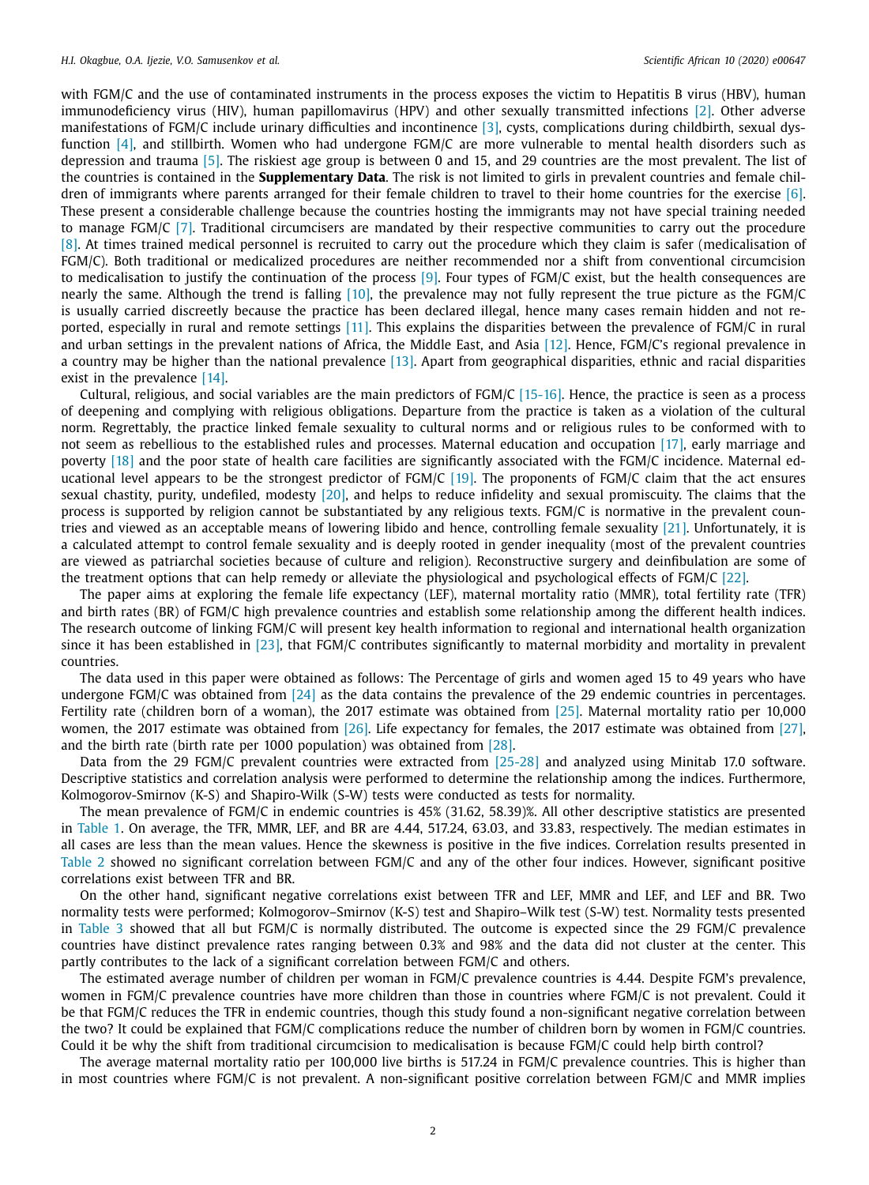with FGM/C and the use of contaminated instruments in the process exposes the victim to Hepatitis B virus (HBV), human immunodeficiency virus (HIV), human papillomavirus (HPV) and other sexually transmitted infections [2]. Other adverse manifestations of FGM/C include urinary difficulties and incontinence [3], cysts, complications during childbirth, sexual dysfunction [4], and stillbirth. Women who had undergone FGM/C are more vulnerable to mental health disorders such as depression and trauma [5]. The riskiest age group is between 0 and 15, and 29 countries are the most prevalent. The list of the countries is contained in the **Supplementary Data**. The risk is not limited to girls in prevalent countries and female children of immigrants where parents arranged for their female children to travel to their home countries for the exercise [6]. These present a considerable challenge because the countries hosting the immigrants may not have special training needed to manage FGM/C [7]. Traditional circumcisers are mandated by their respective communities to carry out the procedure [8]. At times trained medical personnel is recruited to carry out the procedure which they claim is safer (medicalisation of FGM/C). Both traditional or medicalized procedures are neither recommended nor a shift from conventional circumcision to medicalisation to justify the continuation of the process [9]. Four types of FGM/C exist, but the health consequences are nearly the same. Although the trend is falling [10], the prevalence may not fully represent the true picture as the FGM/C is usually carried discreetly because the practice has been declared illegal, hence many cases remain hidden and not reported, especially in rural and remote settings [11]. This explains the disparities between the prevalence of FGM/C in rural and urban settings in the prevalent nations of Africa, the Middle East, and Asia [12]. Hence, FGM/C's regional prevalence in a country may be higher than the national prevalence [13]. Apart from geographical disparities, ethnic and racial disparities exist in the prevalence [14].

Cultural, religious, and social variables are the main predictors of FGM/C [15-16]. Hence, the practice is seen as a process of deepening and complying with religious obligations. Departure from the practice is taken as a violation of the cultural norm. Regrettably, the practice linked female sexuality to cultural norms and or religious rules to be conformed with to not seem as rebellious to the established rules and processes. Maternal education and occupation [17], early marriage and poverty [18] and the poor state of health care facilities are significantly associated with the FGM/C incidence. Maternal educational level appears to be the strongest predictor of FGM/C [19]. The proponents of FGM/C claim that the act ensures sexual chastity, purity, undefiled, modesty [20], and helps to reduce infidelity and sexual promiscuity. The claims that the process is supported by religion cannot be substantiated by any religious texts. FGM/C is normative in the prevalent countries and viewed as an acceptable means of lowering libido and hence, controlling female sexuality [21]. Unfortunately, it is a calculated attempt to control female sexuality and is deeply rooted in gender inequality (most of the prevalent countries are viewed as patriarchal societies because of culture and religion). Reconstructive surgery and deinfibulation are some of the treatment options that can help remedy or alleviate the physiological and psychological effects of FGM/C [22].

The paper aims at exploring the female life expectancy (LEF), maternal mortality ratio (MMR), total fertility rate (TFR) and birth rates (BR) of FGM/C high prevalence countries and establish some relationship among the different health indices. The research outcome of linking FGM/C will present key health information to regional and international health organization since it has been established in [23], that FGM/C contributes significantly to maternal morbidity and mortality in prevalent countries.

The data used in this paper were obtained as follows: The Percentage of girls and women aged 15 to 49 years who have undergone FGM/C was obtained from [24] as the data contains the prevalence of the 29 endemic countries in percentages. Fertility rate (children born of a woman), the 2017 estimate was obtained from [25]. Maternal mortality ratio per 10,000 women, the 2017 estimate was obtained from [26]. Life expectancy for females, the 2017 estimate was obtained from [27], and the birth rate (birth rate per 1000 population) was obtained from [28].

Data from the 29 FGM/C prevalent countries were extracted from [25-28] and analyzed using Minitab 17.0 software. Descriptive statistics and correlation analysis were performed to determine the relationship among the indices. Furthermore, Kolmogorov-Smirnov (K-S) and Shapiro-Wilk (S-W) tests were conducted as tests for normality.

The mean prevalence of FGM/C in endemic countries is 45% (31.62, 58.39)%. All other descriptive statistics are presented in Table 1. On average, the TFR, MMR, LEF, and BR are 4.44, 517.24, 63.03, and 33.83, respectively. The median estimates in all cases are less than the mean values. Hence the skewness is positive in the five indices. Correlation results presented in Table 2 showed no significant correlation between FGM/C and any of the other four indices. However, significant positive correlations exist between TFR and BR.

On the other hand, significant negative correlations exist between TFR and LEF, MMR and LEF, and LEF and BR. Two normality tests were performed; Kolmogorov–Smirnov (K-S) test and Shapiro–Wilk test (S-W) test. Normality tests presented in Table 3 showed that all but FGM/C is normally distributed. The outcome is expected since the 29 FGM/C prevalence countries have distinct prevalence rates ranging between 0.3% and 98% and the data did not cluster at the center. This partly contributes to the lack of a significant correlation between FGM/C and others.

The estimated average number of children per woman in FGM/C prevalence countries is 4.44. Despite FGM's prevalence, women in FGM/C prevalence countries have more children than those in countries where FGM/C is not prevalent. Could it be that FGM/C reduces the TFR in endemic countries, though this study found a non-significant negative correlation between the two? It could be explained that FGM/C complications reduce the number of children born by women in FGM/C countries. Could it be why the shift from traditional circumcision to medicalisation is because FGM/C could help birth control?

The average maternal mortality ratio per 100,000 live births is 517.24 in FGM/C prevalence countries. This is higher than in most countries where FGM/C is not prevalent. A non-significant positive correlation between FGM/C and MMR implies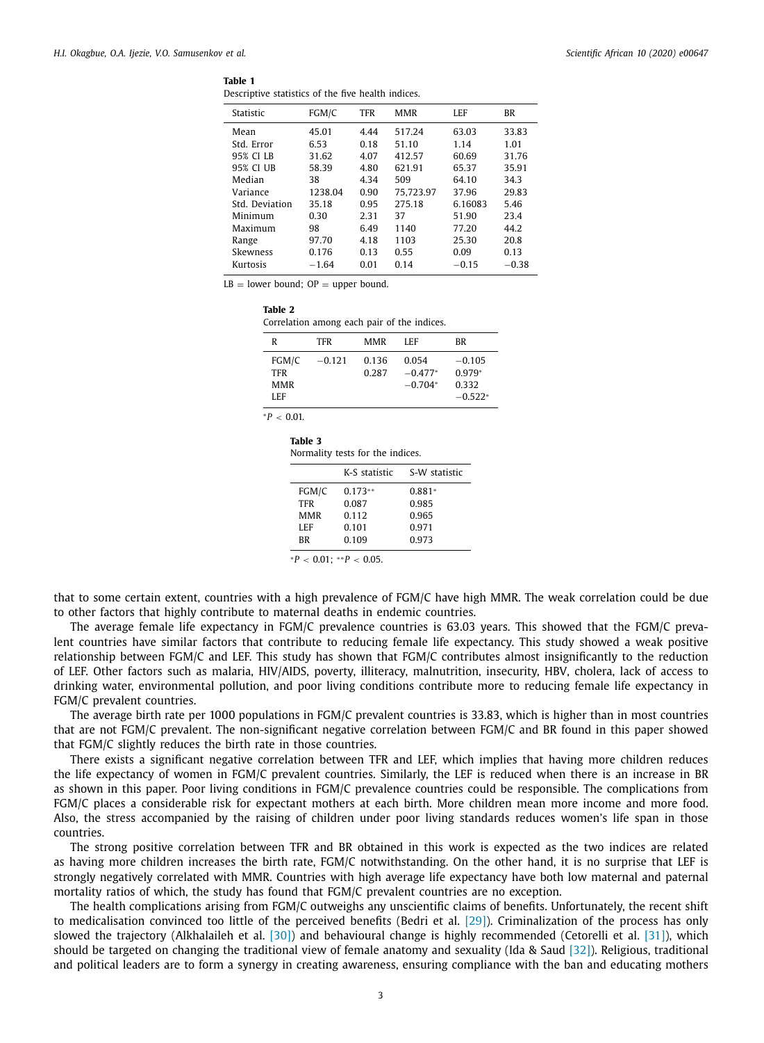**Table 1**
Descriptive statistics of the five health indices.

| Statistic | FGM/C | TFR | MMR | LEF | BR |
|---|---|---|---|---|---|
| Mean | 45.01 | 4.44 | 517.24 | 63.03 | 33.83 |
| Std. Error | 6.53 | 0.18 | 51.10 | 1.14 | 1.01 |
| 95% CI LB | 31.62 | 4.07 | 412.57 | 60.69 | 31.76 |
| 95% CI UB | 58.39 | 4.80 | 621.91 | 65.37 | 35.91 |
| Median | 38 | 4.34 | 509 | 64.10 | 34.3 |
| Variance | 1238.04 | 0.90 | 75,723.97 | 37.96 | 29.83 |
| Std. Deviation | 35.18 | 0.95 | 275.18 | 6.16083 | 5.46 |
| Minimum | 0.30 | 2.31 | 37 | 51.90 | 23.4 |
| Maximum | 98 | 6.49 | 1140 | 77.20 | 44.2 |
| Range | 97.70 | 4.18 | 1103 | 25.30 | 20.8 |
| Skewness | 0.176 | 0.13 | 0.55 | 0.09 | 0.13 |
| Kurtosis | −1.64 | 0.01 | 0.14 | −0.15 | −0.38 |

LB = lower bound; OP = upper bound.

**Table 2**
Correlation among each pair of the indices.

| R | TFR | MMR | LEF | BR |
|---|---|---|---|---|
| FGM/C | −0.121 | 0.136 | 0.054 | −0.105 |
| TFR | | 0.287 | −0.477* | 0.979* |
| MMR | | | −0.704* | 0.332 |
| LEF | | | | −0.522* |

*$P < 0.01$.

**Table 3**
Normality tests for the indices.

| | K-S statistic | S-W statistic |
|---|---|---|
| FGM/C | 0.173** | 0.881* |
| TFR | 0.087 | 0.985 |
| MMR | 0.112 | 0.965 |
| LEF | 0.101 | 0.971 |
| BR | 0.109 | 0.973 |

*$P < 0.01$; **$P < 0.05$.

that to some certain extent, countries with a high prevalence of FGM/C have high MMR. The weak correlation could be due to other factors that highly contribute to maternal deaths in endemic countries.

The average female life expectancy in FGM/C prevalence countries is 63.03 years. This showed that the FGM/C prevalent countries have similar factors that contribute to reducing female life expectancy. This study showed a weak positive relationship between FGM/C and LEF. This study has shown that FGM/C contributes almost insignificantly to the reduction of LEF. Other factors such as malaria, HIV/AIDS, poverty, illiteracy, malnutrition, insecurity, HBV, cholera, lack of access to drinking water, environmental pollution, and poor living conditions contribute more to reducing female life expectancy in FGM/C prevalent countries.

The average birth rate per 1000 populations in FGM/C prevalent countries is 33.83, which is higher than in most countries that are not FGM/C prevalent. The non-significant negative correlation between FGM/C and BR found in this paper showed that FGM/C slightly reduces the birth rate in those countries.

There exists a significant negative correlation between TFR and LEF, which implies that having more children reduces the life expectancy of women in FGM/C prevalent countries. Similarly, the LEF is reduced when there is an increase in BR as shown in this paper. Poor living conditions in FGM/C prevalence countries could be responsible. The complications from FGM/C places a considerable risk for expectant mothers at each birth. More children mean more income and more food. Also, the stress accompanied by the raising of children under poor living standards reduces women's life span in those countries.

The strong positive correlation between TFR and BR obtained in this work is expected as the two indices are related as having more children increases the birth rate, FGM/C notwithstanding. On the other hand, it is no surprise that LEF is strongly negatively correlated with MMR. Countries with high average life expectancy have both low maternal and paternal mortality ratios of which, the study has found that FGM/C prevalent countries are no exception.

The health complications arising from FGM/C outweighs any unscientific claims of benefits. Unfortunately, the recent shift to medicalisation convinced too little of the perceived benefits (Bedri et al. [29]). Criminalization of the process has only slowed the trajectory (Alkhalaileh et al. [30]) and behavioural change is highly recommended (Cetorelli et al. [31]), which should be targeted on changing the traditional view of female anatomy and sexuality (Ida & Saud [32]). Religious, traditional and political leaders are to form a synergy in creating awareness, ensuring compliance with the ban and educating mothers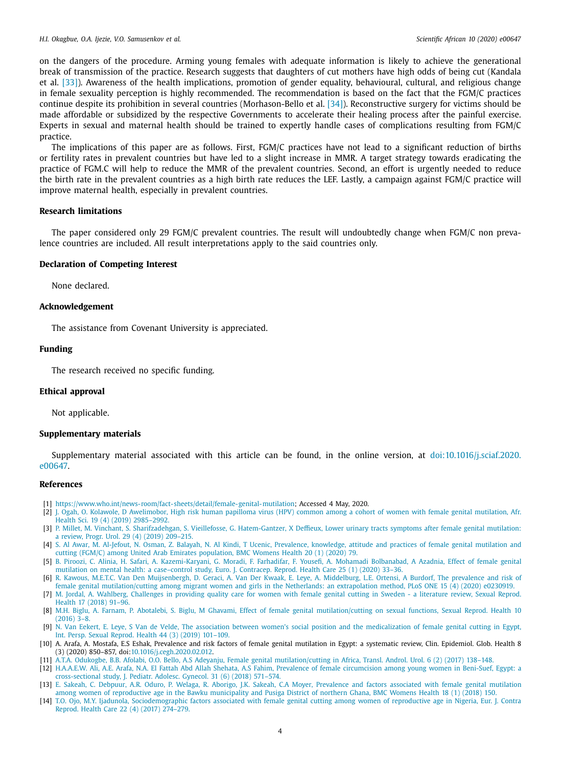on the dangers of the procedure. Arming young females with adequate information is likely to achieve the generational break of transmission of the practice. Research suggests that daughters of cut mothers have high odds of being cut (Kandala et al. [33]). Awareness of the health implications, promotion of gender equality, behavioural, cultural, and religious change in female sexuality perception is highly recommended. The recommendation is based on the fact that the FGM/C practices continue despite its prohibition in several countries (Morhason-Bello et al. [34]). Reconstructive surgery for victims should be made affordable or subsidized by the respective Governments to accelerate their healing process after the painful exercise. Experts in sexual and maternal health should be trained to expertly handle cases of complications resulting from FGM/C practice.

The implications of this paper are as follows. First, FGM/C practices have not lead to a significant reduction of births or fertility rates in prevalent countries but have led to a slight increase in MMR. A target strategy towards eradicating the practice of FGM.C will help to reduce the MMR of the prevalent countries. Second, an effort is urgently needed to reduce the birth rate in the prevalent countries as a high birth rate reduces the LEF. Lastly, a campaign against FGM/C practice will improve maternal health, especially in prevalent countries.

## Research limitations

The paper considered only 29 FGM/C prevalent countries. The result will undoubtedly change when FGM/C non prevalence countries are included. All result interpretations apply to the said countries only.

## Declaration of Competing Interest

None declared.

## Acknowledgement

The assistance from Covenant University is appreciated.

## Funding

The research received no specific funding.

## Ethical approval

Not applicable.

## Supplementary materials

Supplementary material associated with this article can be found, in the online version, at doi:10.1016/j.sciaf.2020.e00647.

## References

[1] https://www.who.int/news-room/fact-sheets/detail/female-genital-mutilation; Accessed 4 May, 2020.
[2] J. Ogah, O. Kolawole, D Awelimobor, High risk human papilloma virus (HPV) common among a cohort of women with female genital mutilation, Afr. Health Sci. 19 (4) (2019) 2985–2992.
[3] P. Millet, M. Vinchant, S. Sharifzadehgan, S. Vieillefosse, G. Hatem-Gantzer, X Deffieux, Lower urinary tracts symptoms after female genital mutilation: a review, Progr. Urol. 29 (4) (2019) 209–215.
[4] S. Al Awar, M. Al-Jefout, N. Osman, Z. Balayah, N. Al Kindi, T Ucenic, Prevalence, knowledge, attitude and practices of female genital mutilation and cutting (FGM/C) among United Arab Emirates population, BMC Womens Health 20 (1) (2020) 79.
[5] B. Piroozi, C. Alinia, H. Safari, A. Kazemi-Karyani, G. Moradi, F. Farhadifar, F. Yousefi, A. Mohamadi Bolbanabad, A Azadnia, Effect of female genital mutilation on mental health: a case–control study, Euro. J. Contracep. Reprod. Health Care 25 (1) (2020) 33–36.
[6] R. Kawous, M.E.T.C. Van Den Muijsenbergh, D. Geraci, A. Van Der Kwaak, E. Leye, A. Middelburg, L.E. Ortensi, A Burdorf, The prevalence and risk of female genital mutilation/cutting among migrant women and girls in the Netherlands: an extrapolation method, PLoS ONE 15 (4) (2020) e0230919.
[7] M. Jordal, A. Wahlberg, Challenges in providing quality care for women with female genital cutting in Sweden - a literature review, Sexual Reprod. Health 17 (2018) 91–96.
[8] M.H. Biglu, A. Farnam, P. Abotalebi, S. Biglu, M Ghavami, Effect of female genital mutilation/cutting on sexual functions, Sexual Reprod. Health 10 (2016) 3–8.
[9] N. Van Eekert, E. Leye, S Van de Velde, The association between women's social position and the medicalization of female genital cutting in Egypt, Int. Persp. Sexual Reprod. Health 44 (3) (2019) 101–109.
[10] A. Arafa, A. Mostafa, E.S Eshak, Prevalence and risk factors of female genital mutilation in Egypt: a systematic review, Clin. Epidemiol. Glob. Health 8 (3) (2020) 850–857, doi:10.1016/j.cegh.2020.02.012.
[11] A.T.A. Odukogbe, B.B. Afolabi, O.O. Bello, A.S Adeyanju, Female genital mutilation/cutting in Africa, Transl. Androl. Urol. 6 (2) (2017) 138–148.
[12] H.A.A.E.W. Ali, A.E. Arafa, N.A. El Fattah Abd Allah Shehata, A.S Fahim, Prevalence of female circumcision among young women in Beni-Suef, Egypt: a cross-sectional study, J. Pediatr. Adolesc. Gynecol. 31 (6) (2018) 571–574.
[13] E. Sakeah, C. Debpuur, A.R. Oduro, P. Welaga, R. Aborigo, J.K. Sakeah, C.A Moyer, Prevalence and factors associated with female genital mutilation among women of reproductive age in the Bawku municipality and Pusiga District of northern Ghana, BMC Womens Health 18 (1) (2018) 150.
[14] T.O. Ojo, M.Y. Ijadunola, Sociodemographic factors associated with female genital cutting among women of reproductive age in Nigeria, Eur. J. Contra Reprod. Health Care 22 (4) (2017) 274–279.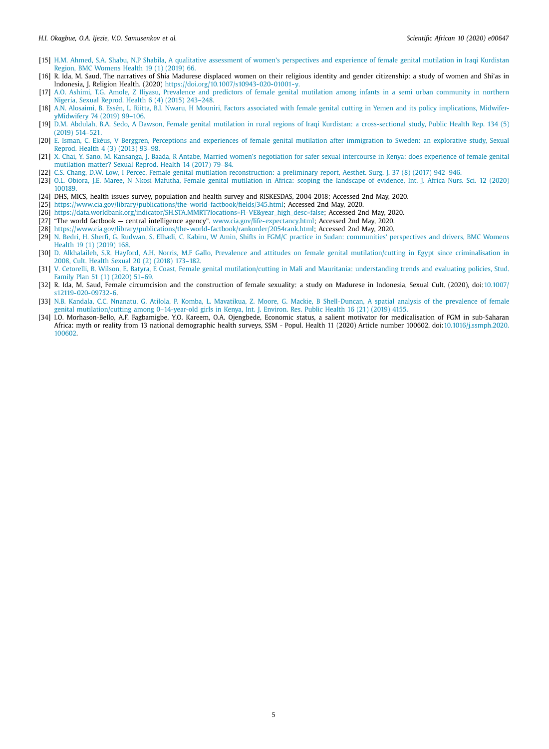[15] H.M. Ahmed, S.A. Shabu, N.P Shabila, A qualitative assessment of women's perspectives and experience of female genital mutilation in Iraqi Kurdistan Region, BMC Womens Health 19 (1) (2019) 66.

[16] R. Ida, M. Saud, The narratives of Shia Madurese displaced women on their religious identity and gender citizenship: a study of women and Shi'as in Indonesia, J. Religion Health. (2020) https://doi.org/10.1007/s10943-020-01001-y.

[17] A.O. Ashimi, T.G. Amole, Z Iliyasu, Prevalence and predictors of female genital mutilation among infants in a semi urban community in northern Nigeria, Sexual Reprod. Health 6 (4) (2015) 243–248.

[18] A.N. Alosaimi, B. Essén, L. Riitta, B.I. Nwaru, H Mouniri, Factors associated with female genital cutting in Yemen and its policy implications, Midwifer-yMidwifery 74 (2019) 99–106.

[19] D.M. Abdulah, B.A. Sedo, A Dawson, Female genital mutilation in rural regions of Iraqi Kurdistan: a cross-sectional study, Public Health Rep. 134 (5) (2019) 514–521.

[20] E. Isman, C. Ekéus, V Berggren, Perceptions and experiences of female genital mutilation after immigration to Sweden: an explorative study, Sexual Reprod. Health 4 (3) (2013) 93–98.

[21] X. Chai, Y. Sano, M. Kansanga, J. Baada, R Antabe, Married women's negotiation for safer sexual intercourse in Kenya: does experience of female genital mutilation matter? Sexual Reprod. Health 14 (2017) 79–84.

[22] C.S. Chang, D.W. Low, I Percec, Female genital mutilation reconstruction: a preliminary report, Aesthet. Surg. J. 37 (8) (2017) 942–946.

[23] O.L. Obiora, J.E. Maree, N Nkosi-Mafutha, Female genital mutilation in Africa: scoping the landscape of evidence, Int. J. Africa Nurs. Sci. 12 (2020) 100189.

[24] DHS, MICS, health issues survey, population and health survey and RISKESDAS, 2004-2018; Accessed 2nd May, 2020.

[25] https://www.cia.gov/library/publications/the-world-factbook/fields/345.html; Accessed 2nd May, 2020.

[26] https://data.worldbank.org/indicator/SH.STA.MMRT?locations=FI-VE&year_high_desc=false; Accessed 2nd May, 2020.

[27] "The world factbook — central intelligence agency". www.cia.gov/life-expectancy.html; Accessed 2nd May, 2020.

[28] https://www.cia.gov/library/publications/the-world-factbook/rankorder/2054rank.html; Accessed 2nd May, 2020.

[29] N. Bedri, H. Sherfi, G. Rudwan, S. Elhadi, C. Kabiru, W Amin, Shifts in FGM/C practice in Sudan: communities' perspectives and drivers, BMC Womens Health 19 (1) (2019) 168.

[30] D. Alkhalaileh, S.R. Hayford, A.H. Norris, M.F Gallo, Prevalence and attitudes on female genital mutilation/cutting in Egypt since criminalisation in 2008, Cult. Health Sexual 20 (2) (2018) 173–182.

[31] V. Cetorelli, B. Wilson, E. Batyra, E Coast, Female genital mutilation/cutting in Mali and Mauritania: understanding trends and evaluating policies, Stud. Family Plan 51 (1) (2020) 51–69.

[32] R. Ida, M. Saud, Female circumcision and the construction of female sexuality: a study on Madurese in Indonesia, Sexual Cult. (2020), doi:10.1007/s12119-020-09732-6.

[33] N.B. Kandala, C.C. Nnanatu, G. Atilola, P. Komba, L. Mavatikua, Z. Moore, G. Mackie, B Shell-Duncan, A spatial analysis of the prevalence of female genital mutilation/cutting among 0–14-year-old girls in Kenya, Int. J. Environ. Res. Public Health 16 (21) (2019) 4155.

[34] I.O. Morhason-Bello, A.F. Fagbamigbe, Y.O. Kareem, O.A. Ojengbede, Economic status, a salient motivator for medicalisation of FGM in sub-Saharan Africa: myth or reality from 13 national demographic health surveys, SSM - Popul. Health 11 (2020) Article number 100602, doi:10.1016/j.ssmph.2020.100602.